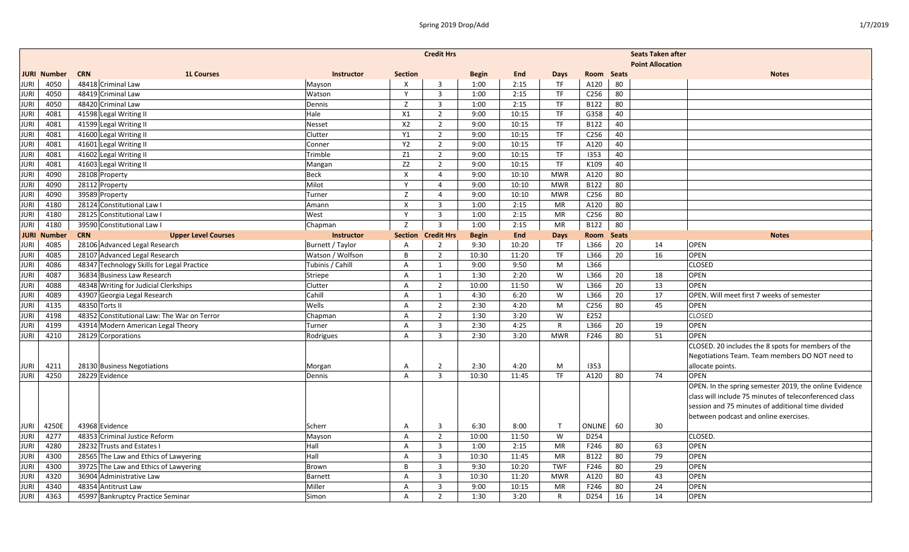# Spring 2019 Drop/Add

1/7/2019

| | JURI Number | CRN | 1L Courses | Instructor | Section | Credit Hrs | Begin | End | Days | Room | Seats | Seats Taken after Point Allocation | Notes |
|---|---|---|---|---|---|---|---|---|---|---|---|---|---|
| JURI | 4050 | 48418 | Criminal Law | Mayson | X | 3 | 1:00 | 2:15 | TF | A120 | 80 | | |
| JURI | 4050 | 48419 | Criminal Law | Watson | Y | 3 | 1:00 | 2:15 | TF | C256 | 80 | | |
| JURI | 4050 | 48420 | Criminal Law | Dennis | Z | 3 | 1:00 | 2:15 | TF | B122 | 80 | | |
| JURI | 4081 | 41598 | Legal Writing II | Hale | X1 | 2 | 9:00 | 10:15 | TF | G358 | 40 | | |
| JURI | 4081 | 41599 | Legal Writing II | Nesset | X2 | 2 | 9:00 | 10:15 | TF | B122 | 40 | | |
| JURI | 4081 | 41600 | Legal Writing II | Clutter | Y1 | 2 | 9:00 | 10:15 | TF | C256 | 40 | | |
| JURI | 4081 | 41601 | Legal Writing II | Conner | Y2 | 2 | 9:00 | 10:15 | TF | A120 | 40 | | |
| JURI | 4081 | 41602 | Legal Writing II | Trimble | Z1 | 2 | 9:00 | 10:15 | TF | I353 | 40 | | |
| JURI | 4081 | 41603 | Legal Writing II | Mangan | Z2 | 2 | 9:00 | 10:15 | TF | K109 | 40 | | |
| JURI | 4090 | 28108 | Property | Beck | X | 4 | 9:00 | 10:10 | MWR | A120 | 80 | | |
| JURI | 4090 | 28112 | Property | Milot | Y | 4 | 9:00 | 10:10 | MWR | B122 | 80 | | |
| JURI | 4090 | 39589 | Property | Turner | Z | 4 | 9:00 | 10:10 | MWR | C256 | 80 | | |
| JURI | 4180 | 28124 | Constitutional Law I | Amann | X | 3 | 1:00 | 2:15 | MR | A120 | 80 | | |
| JURI | 4180 | 28125 | Constitutional Law I | West | Y | 3 | 1:00 | 2:15 | MR | C256 | 80 | | |
| JURI | 4180 | 39590 | Constitutional Law I | Chapman | Z | 3 | 1:00 | 2:15 | MR | B122 | 80 | | |
| **JURI** | **Number** | **CRN** | **Upper Level Courses** | **Instructor** | **Section** | **Credit Hrs** | **Begin** | **End** | **Days** | **Room** | **Seats** | | **Notes** |
| JURI | 4085 | 28106 | Advanced Legal Research | Burnett / Taylor | A | 2 | 9:30 | 10:20 | TF | L366 | 20 | 14 | OPEN |
| JURI | 4085 | 28107 | Advanced Legal Research | Watson / Wolfson | B | 2 | 10:30 | 11:20 | TF | L366 | 20 | 16 | OPEN |
| JURI | 4086 | 48347 | Technology Skills for Legal Practice | Tubinis / Cahill | A | 1 | 9:00 | 9:50 | M | L366 | | | CLOSED |
| JURI | 4087 | 36834 | Business Law Research | Striepe | A | 1 | 1:30 | 2:20 | W | L366 | 20 | 18 | OPEN |
| JURI | 4088 | 48348 | Writing for Judicial Clerkships | Clutter | A | 2 | 10:00 | 11:50 | W | L366 | 20 | 13 | OPEN |
| JURI | 4089 | 43907 | Georgia Legal Research | Cahill | A | 1 | 4:30 | 6:20 | W | L366 | 20 | 17 | OPEN. Will meet first 7 weeks of semester |
| JURI | 4135 | 48350 | Torts II | Wells | A | 2 | 2:30 | 4:20 | M | C256 | 80 | 45 | OPEN |
| JURI | 4198 | 48352 | Constitutional Law: The War on Terror | Chapman | A | 2 | 1:30 | 3:20 | W | E252 | | | CLOSED |
| JURI | 4199 | 43914 | Modern American Legal Theory | Turner | A | 3 | 2:30 | 4:25 | R | L366 | 20 | 19 | OPEN |
| JURI | 4210 | 28129 | Corporations | Rodrigues | A | 3 | 2:30 | 3:20 | MWR | F246 | 80 | 51 | OPEN |
| JURI | 4211 | 28130 | Business Negotiations | Morgan | A | 2 | 2:30 | 4:20 | M | I353 | | | CLOSED. 20 includes the 8 spots for members of the Negotiations Team. Team members DO NOT need to allocate points. |
| JURI | 4250 | 28229 | Evidence | Dennis | A | 3 | 10:30 | 11:45 | TF | A120 | 80 | 74 | OPEN |
| JURI | 4250E | 43968 | Evidence | Scherr | A | 3 | 6:30 | 8:00 | T | ONLINE | 60 | 30 | OPEN. In the spring semester 2019, the online Evidence class will include 75 minutes of teleconferenced class session and 75 minutes of additional time divided between podcast and online exercises. |
| JURI | 4277 | 48353 | Criminal Justice Reform | Mayson | A | 2 | 10:00 | 11:50 | W | D254 | | | CLOSED. |
| JURI | 4280 | 28232 | Trusts and Estates I | Hall | A | 3 | 1:00 | 2:15 | MR | F246 | 80 | 63 | OPEN |
| JURI | 4300 | 28565 | The Law and Ethics of Lawyering | Hall | A | 3 | 10:30 | 11:45 | MR | B122 | 80 | 79 | OPEN |
| JURI | 4300 | 39725 | The Law and Ethics of Lawyering | Brown | B | 3 | 9:30 | 10:20 | TWF | F246 | 80 | 29 | OPEN |
| JURI | 4320 | 36904 | Administrative Law | Barnett | A | 3 | 10:30 | 11:20 | MWR | A120 | 80 | 43 | OPEN |
| JURI | 4340 | 48354 | Antitrust Law | Miller | A | 3 | 9:00 | 10:15 | MR | F246 | 80 | 24 | OPEN |
| JURI | 4363 | 45997 | Bankruptcy Practice Seminar | Simon | A | 2 | 1:30 | 3:20 | R | D254 | 16 | 14 | OPEN |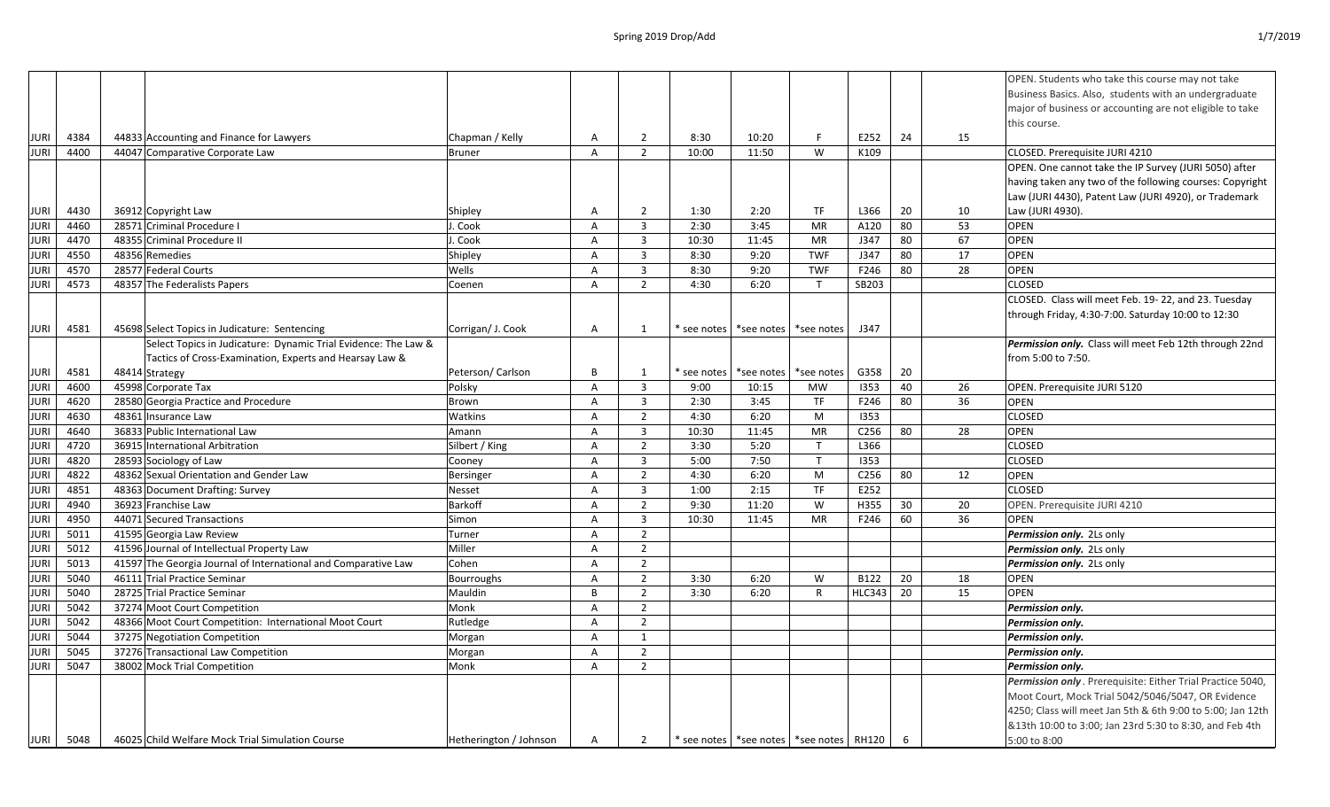| JURI | 4384 | 44833 | Accounting and Finance for Lawyers | Chapman / Kelly | A | 2 | 8:30 | 10:20 | F | E252 | 24 | 15 | OPEN. Students who take this course may not take Business Basics. Also, students with an undergraduate major of business or accounting are not eligible to take this course. |
|---|---|---|---|---|---|---|---|---|---|---|---|---|---|
| JURI | 4400 | 44047 | Comparative Corporate Law | Bruner | A | 2 | 10:00 | 11:50 | W | K109 | | | CLOSED. Prerequisite JURI 4210 |
| JURI | 4430 | 36912 | Copyright Law | Shipley | A | 2 | 1:30 | 2:20 | TF | L366 | 20 | 10 | OPEN. One cannot take the IP Survey (JURI 5050) after having taken any two of the following courses: Copyright Law (JURI 4430), Patent Law (JURI 4920), or Trademark Law (JURI 4930). |
| JURI | 4460 | 28571 | Criminal Procedure I | J. Cook | A | 3 | 2:30 | 3:45 | MR | A120 | 80 | 53 | OPEN |
| JURI | 4470 | 48355 | Criminal Procedure II | J. Cook | A | 3 | 10:30 | 11:45 | MR | J347 | 80 | 67 | OPEN |
| JURI | 4550 | 48356 | Remedies | Shipley | A | 3 | 8:30 | 9:20 | TWF | J347 | 80 | 17 | OPEN |
| JURI | 4570 | 28577 | Federal Courts | Wells | A | 3 | 8:30 | 9:20 | TWF | F246 | 80 | 28 | OPEN |
| JURI | 4573 | 48357 | The Federalists Papers | Coenen | A | 2 | 4:30 | 6:20 | T | SB203 | | | CLOSED |
| JURI | 4581 | 45698 | Select Topics in Judicature: Sentencing | Corrigan/ J. Cook | A | 1 | * see notes | *see notes | *see notes | J347 | | | CLOSED. Class will meet Feb. 19- 22, and 23. Tuesday through Friday, 4:30-7:00. Saturday 10:00 to 12:30 |
| JURI | 4581 | 48414 | Select Topics in Judicature: Dynamic Trial Evidence: The Law & Tactics of Cross-Examination, Experts and Hearsay Law & Strategy | Peterson/ Carlson | B | 1 | * see notes | *see notes | *see notes | G358 | 20 | | ***Permission only.*** Class will meet Feb 12th through 22nd from 5:00 to 7:50. |
| JURI | 4600 | 45998 | Corporate Tax | Polsky | A | 3 | 9:00 | 10:15 | MW | I353 | 40 | 26 | OPEN. Prerequisite JURI 5120 |
| JURI | 4620 | 28580 | Georgia Practice and Procedure | Brown | A | 3 | 2:30 | 3:45 | TF | F246 | 80 | 36 | OPEN |
| JURI | 4630 | 48361 | Insurance Law | Watkins | A | 2 | 4:30 | 6:20 | M | I353 | | | CLOSED |
| JURI | 4640 | 36833 | Public International Law | Amann | A | 3 | 10:30 | 11:45 | MR | C256 | 80 | 28 | OPEN |
| JURI | 4720 | 36915 | International Arbitration | Silbert / King | A | 2 | 3:30 | 5:20 | T | L366 | | | CLOSED |
| JURI | 4820 | 28593 | Sociology of Law | Cooney | A | 3 | 5:00 | 7:50 | T | I353 | | | CLOSED |
| JURI | 4822 | 48362 | Sexual Orientation and Gender Law | Bersinger | A | 2 | 4:30 | 6:20 | M | C256 | 80 | 12 | OPEN |
| JURI | 4851 | 48363 | Document Drafting: Survey | Nesset | A | 3 | 1:00 | 2:15 | TF | E252 | | | CLOSED |
| JURI | 4940 | 36923 | Franchise Law | Barkoff | A | 2 | 9:30 | 11:20 | W | H355 | 30 | 20 | OPEN. Prerequisite JURI 4210 |
| JURI | 4950 | 44071 | Secured Transactions | Simon | A | 3 | 10:30 | 11:45 | MR | F246 | 60 | 36 | OPEN |
| JURI | 5011 | 41595 | Georgia Law Review | Turner | A | 2 | | | | | | | ***Permission only.*** 2Ls only |
| JURI | 5012 | 41596 | Journal of Intellectual Property Law | Miller | A | 2 | | | | | | | ***Permission only.*** 2Ls only |
| JURI | 5013 | 41597 | The Georgia Journal of International and Comparative Law | Cohen | A | 2 | | | | | | | ***Permission only.*** 2Ls only |
| JURI | 5040 | 46111 | Trial Practice Seminar | Bourroughs | A | 2 | 3:30 | 6:20 | W | B122 | 20 | 18 | OPEN |
| JURI | 5040 | 28725 | Trial Practice Seminar | Mauldin | B | 2 | 3:30 | 6:20 | R | HLC343 | 20 | 15 | OPEN |
| JURI | 5042 | 37274 | Moot Court Competition | Monk | A | 2 | | | | | | | ***Permission only.*** |
| JURI | 5042 | 48366 | Moot Court Competition: International Moot Court | Rutledge | A | 2 | | | | | | | ***Permission only.*** |
| JURI | 5044 | 37275 | Negotiation Competition | Morgan | A | 1 | | | | | | | ***Permission only.*** |
| JURI | 5045 | 37276 | Transactional Law Competition | Morgan | A | 2 | | | | | | | ***Permission only.*** |
| JURI | 5047 | 38002 | Mock Trial Competition | Monk | A | 2 | | | | | | | ***Permission only.*** |
| JURI | 5048 | 46025 | Child Welfare Mock Trial Simulation Course | Hetherington / Johnson | A | 2 | * see notes | *see notes | *see notes | RH120 | 6 | | ***Permission only***. Prerequisite: Either Trial Practice 5040, Moot Court, Mock Trial 5042/5046/5047, OR Evidence 4250; Class will meet Jan 5th & 6th 9:00 to 5:00; Jan 12th &13th 10:00 to 3:00; Jan 23rd 5.30 to 8:30, and Feb 4th 5:00 to 8:00 |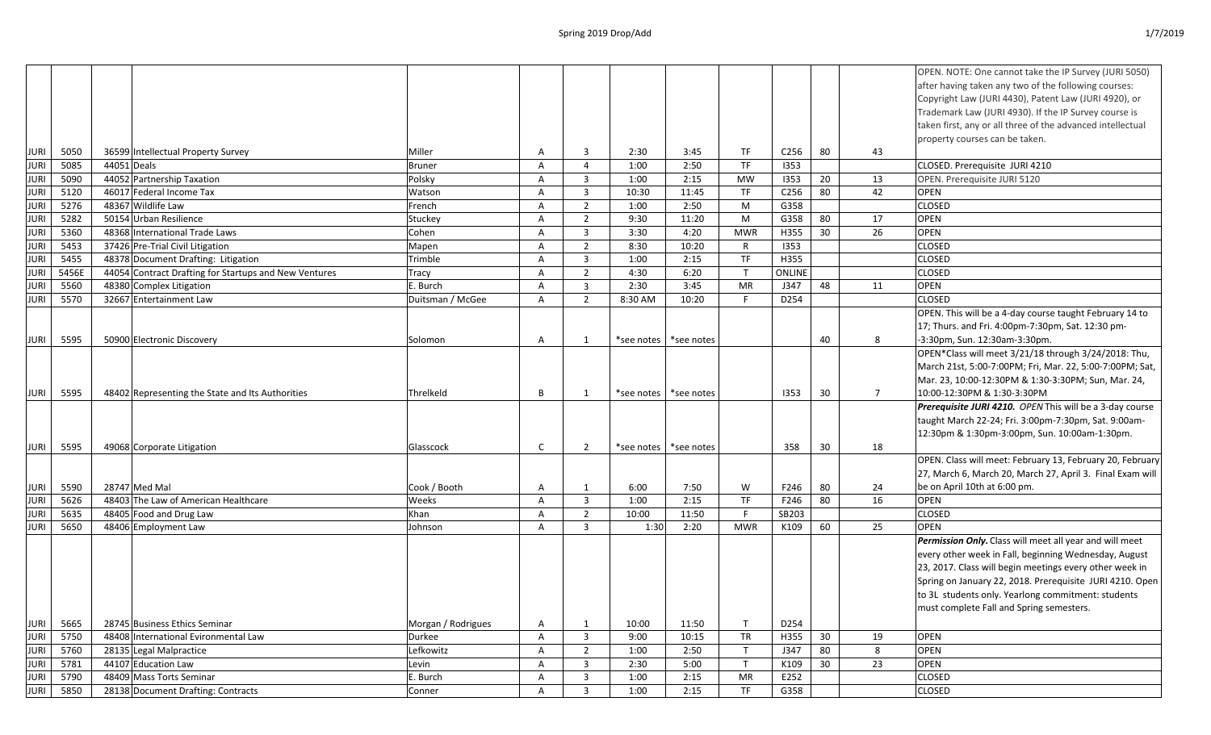| | | | | | | | | | | | | | |
|---|---|---|---|---|---|---|---|---|---|---|---|---|---|
| JURI | 5050 | 36599 | Intellectual Property Survey | Miller | A | 3 | 2:30 | 3:45 | TF | C256 | 80 | 43 | OPEN. NOTE: One cannot take the IP Survey (JURI 5050) after having taken any two of the following courses: Copyright Law (JURI 4430), Patent Law (JURI 4920), or Trademark Law (JURI 4930). If the IP Survey course is taken first, any or all three of the advanced intellectual property courses can be taken. |
| JURI | 5085 | 44051 | Deals | Bruner | A | 4 | 1:00 | 2:50 | TF | I353 | | | CLOSED. Prerequisite JURI 4210 |
| JURI | 5090 | 44052 | Partnership Taxation | Polsky | A | 3 | 1:00 | 2:15 | MW | I353 | 20 | 13 | OPEN. Prerequisite JURI 5120 |
| JURI | 5120 | 46017 | Federal Income Tax | Watson | A | 3 | 10:30 | 11:45 | TF | C256 | 80 | 42 | OPEN |
| JURI | 5276 | 48367 | Wildlife Law | French | A | 2 | 1:00 | 2:50 | M | G358 | | | CLOSED |
| JURI | 5282 | 50154 | Urban Resilience | Stuckey | A | 2 | 9:30 | 11:20 | M | G358 | 80 | 17 | OPEN |
| JURI | 5360 | 48368 | International Trade Laws | Cohen | A | 3 | 3:30 | 4:20 | MWR | H355 | 30 | 26 | OPEN |
| JURI | 5453 | 37426 | Pre-Trial Civil Litigation | Mapen | A | 2 | 8:30 | 10:20 | R | I353 | | | CLOSED |
| JURI | 5455 | 48378 | Document Drafting: Litigation | Trimble | A | 3 | 1:00 | 2:15 | TF | H355 | | | CLOSED |
| JURI | 5456E | 44054 | Contract Drafting for Startups and New Ventures | Tracy | A | 2 | 4:30 | 6:20 | T | ONLINE | | | CLOSED |
| JURI | 5560 | 48380 | Complex Litigation | E. Burch | A | 3 | 2:30 | 3:45 | MR | J347 | 48 | 11 | OPEN |
| JURI | 5570 | 32667 | Entertainment Law | Duitsman / McGee | A | 2 | 8:30 AM | 10:20 | F | D254 | | | CLOSED |
| JURI | 5595 | 50900 | Electronic Discovery | Solomon | A | 1 | *see notes | *see notes | | | 40 | 8 | OPEN. This will be a 4-day course taught February 14 to 17; Thurs. and Fri. 4:00pm-7:30pm, Sat. 12:30 pm--3:30pm, Sun. 12:30am-3:30pm. |
| JURI | 5595 | 48402 | Representing the State and Its Authorities | Threlkeld | B | 1 | *see notes | *see notes | | I353 | 30 | 7 | OPEN*Class will meet 3/21/18 through 3/24/2018: Thu, March 21st, 5:00-7:00PM; Fri, Mar. 22, 5:00-7:00PM; Sat, Mar. 23, 10:00-12:30PM & 1:30-3:30PM; Sun, Mar. 24, 10:00-12:30PM & 1:30-3:30PM |
| JURI | 5595 | 49068 | Corporate Litigation | Glasscock | C | 2 | *see notes | *see notes | | 358 | 30 | 18 | ***Prerequisite JURI 4210.*** *OPEN* This will be a 3-day course taught March 22-24; Fri. 3:00pm-7:30pm, Sat. 9:00am-12:30pm & 1:30pm-3:00pm, Sun. 10:00am-1:30pm. |
| JURI | 5590 | 28747 | Med Mal | Cook / Booth | A | 1 | 6:00 | 7:50 | W | F246 | 80 | 24 | OPEN. Class will meet: February 13, February 20, February 27, March 6, March 20, March 27, April 3. Final Exam will be on April 10th at 6:00 pm. |
| JURI | 5626 | 48403 | The Law of American Healthcare | Weeks | A | 3 | 1:00 | 2:15 | TF | F246 | 80 | 16 | OPEN |
| JURI | 5635 | 48405 | Food and Drug Law | Khan | A | 2 | 10:00 | 11:50 | F | SB203 | | | CLOSED |
| JURI | 5650 | 48406 | Employment Law | Johnson | A | 3 | 1:30 | 2:20 | MWR | K109 | 60 | 25 | OPEN |
| JURI | 5665 | 28745 | Business Ethics Seminar | Morgan / Rodrigues | A | 1 | 10:00 | 11:50 | T | D254 | | | ***Permission Only.*** Class will meet all year and will meet every other week in Fall, beginning Wednesday, August 23, 2017. Class will begin meetings every other week in Spring on January 22, 2018. Prerequisite JURI 4210. Open to 3L students only. Yearlong commitment: students must complete Fall and Spring semesters. |
| JURI | 5750 | 48408 | International Evironmental Law | Durkee | A | 3 | 9:00 | 10:15 | TR | H355 | 30 | 19 | OPEN |
| JURI | 5760 | 28135 | Legal Malpractice | Lefkowitz | A | 2 | 1:00 | 2:50 | T | J347 | 80 | 8 | OPEN |
| JURI | 5781 | 44107 | Education Law | Levin | A | 3 | 2:30 | 5:00 | T | K109 | 30 | 23 | OPEN |
| JURI | 5790 | 48409 | Mass Torts Seminar | E. Burch | A | 3 | 1:00 | 2:15 | MR | E252 | | | CLOSED |
| JURI | 5850 | 28138 | Document Drafting: Contracts | Conner | A | 3 | 1:00 | 2:15 | TF | G358 | | | CLOSED |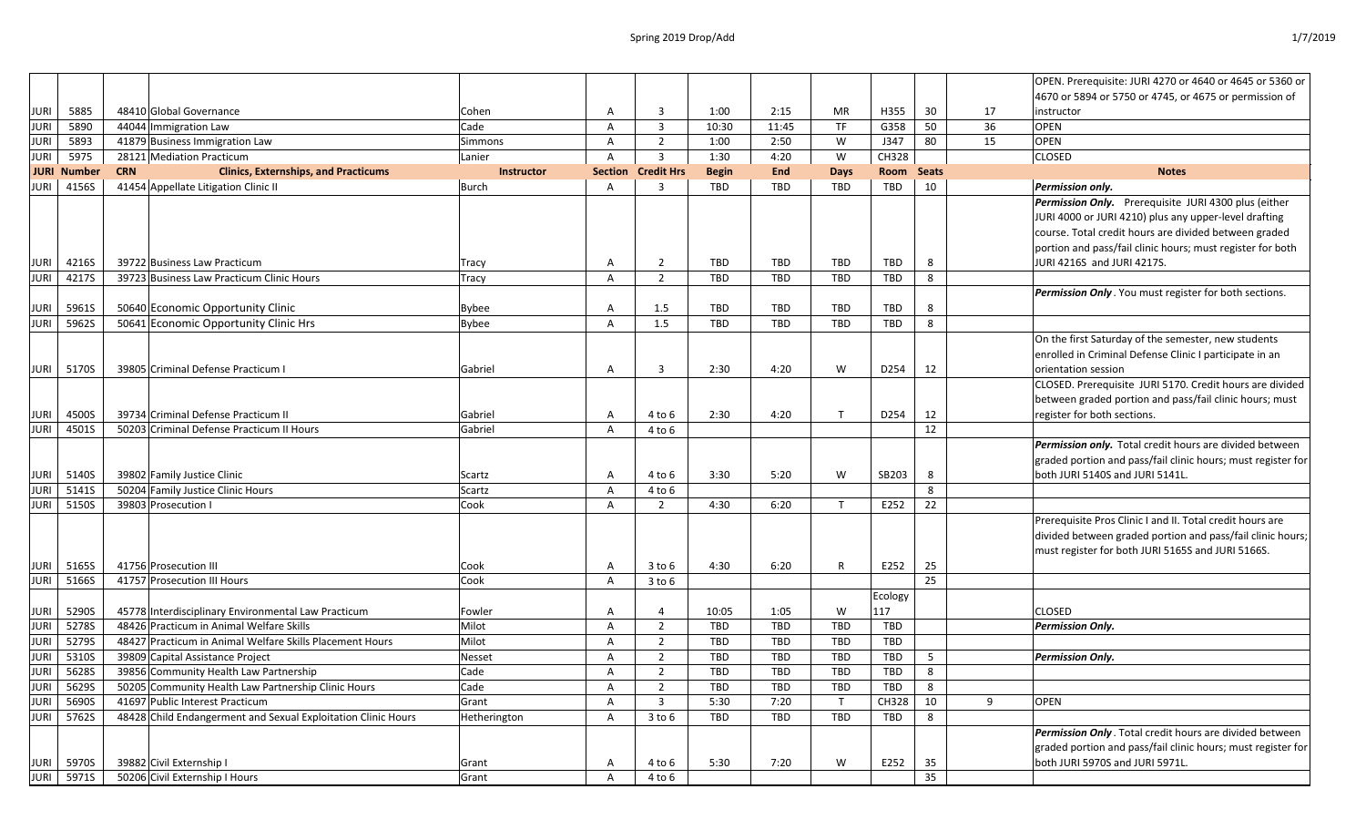| | | | | | | | | | | | | | |
|---|---|---|---|---|---|---|---|---|---|---|---|---|---|
| JURI | 5885 | 48410 | Global Governance | Cohen | A | 3 | 1:00 | 2:15 | MR | H355 | 30 | 17 | OPEN. Prerequisite: JURI 4270 or 4640 or 4645 or 5360 or 4670 or 5894 or 5750 or 4745, or 4675 or permission of instructor |
| JURI | 5890 | 44044 | Immigration Law | Cade | A | 3 | 10:30 | 11:45 | TF | G358 | 50 | 36 | OPEN |
| JURI | 5893 | 41879 | Business Immigration Law | Simmons | A | 2 | 1:00 | 2:50 | W | J347 | 80 | 15 | OPEN |
| JURI | 5975 | 28121 | Mediation Practicum | Lanier | A | 3 | 1:30 | 4:20 | W | CH328 | | | CLOSED |
| **JURI** | **Number** | **CRN** | **Clinics, Externships, and Practicums** | **Instructor** | **Section** | **Credit Hrs** | **Begin** | **End** | **Days** | **Room** | **Seats** | | **Notes** |
| JURI | 4156S | 41454 | Appellate Litigation Clinic II | Burch | A | 3 | TBD | TBD | TBD | TBD | 10 | | ***Permission only.*** |
| JURI | 4216S | 39722 | Business Law Practicum | Tracy | A | 2 | TBD | TBD | TBD | TBD | 8 | | ***Permission Only.*** Prerequisite JURI 4300 plus (either JURI 4000 or JURI 4210) plus any upper-level drafting course. Total credit hours are divided between graded portion and pass/fail clinic hours; must register for both JURI 4216S and JURI 4217S. |
| JURI | 4217S | 39723 | Business Law Practicum Clinic Hours | Tracy | A | 2 | TBD | TBD | TBD | TBD | 8 | | |
| JURI | 5961S | 50640 | Economic Opportunity Clinic | Bybee | A | 1.5 | TBD | TBD | TBD | TBD | 8 | | ***Permission Only***. You must register for both sections. |
| JURI | 5962S | 50641 | Economic Opportunity Clinic Hrs | Bybee | A | 1.5 | TBD | TBD | TBD | TBD | 8 | | |
| JURI | 5170S | 39805 | Criminal Defense Practicum I | Gabriel | A | 3 | 2:30 | 4:20 | W | D254 | 12 | | On the first Saturday of the semester, new students enrolled in Criminal Defense Clinic I participate in an orientation session |
| JURI | 4500S | 39734 | Criminal Defense Practicum II | Gabriel | A | 4 to 6 | 2:30 | 4:20 | T | D254 | 12 | | CLOSED. Prerequisite JURI 5170. Credit hours are divided between graded portion and pass/fail clinic hours; must register for both sections. |
| JURI | 4501S | 50203 | Criminal Defense Practicum II Hours | Gabriel | A | 4 to 6 | | | | | 12 | | |
| JURI | 5140S | 39802 | Family Justice Clinic | Scartz | A | 4 to 6 | 3:30 | 5:20 | W | SB203 | 8 | | ***Permission only.*** Total credit hours are divided between graded portion and pass/fail clinic hours; must register for both JURI 5140S and JURI 5141L. |
| JURI | 5141S | 50204 | Family Justice Clinic Hours | Scartz | A | 4 to 6 | | | | | 8 | | |
| JURI | 5150S | 39803 | Prosecution I | Cook | A | 2 | 4:30 | 6:20 | T | E252 | 22 | | |
| JURI | 5165S | 41756 | Prosecution III | Cook | A | 3 to 6 | 4:30 | 6:20 | R | E252 | 25 | | Prerequisite Pros Clinic I and II. Total credit hours are divided between graded portion and pass/fail clinic hours; must register for both JURI 5165S and JURI 5166S. |
| JURI | 5166S | 41757 | Prosecution III Hours | Cook | A | 3 to 6 | | | | | 25 | | |
| JURI | 5290S | 45778 | Interdisciplinary Environmental Law Practicum | Fowler | A | 4 | 10:05 | 1:05 | W | Ecology 117 | | | CLOSED |
| JURI | 5278S | 48426 | Practicum in Animal Welfare Skills | Milot | A | 2 | TBD | TBD | TBD | TBD | | | ***Permission Only.*** |
| JURI | 5279S | 48427 | Practicum in Animal Welfare Skills Placement Hours | Milot | A | 2 | TBD | TBD | TBD | TBD | | | |
| JURI | 5310S | 39809 | Capital Assistance Project | Nesset | A | 2 | TBD | TBD | TBD | TBD | 5 | | ***Permission Only.*** |
| JURI | 5628S | 39856 | Community Health Law Partnership | Cade | A | 2 | TBD | TBD | TBD | TBD | 8 | | |
| JURI | 5629S | 50205 | Community Health Law Partnership Clinic Hours | Cade | A | 2 | TBD | TBD | TBD | TBD | 8 | | |
| JURI | 5690S | 41697 | Public Interest Practicum | Grant | A | 3 | 5:30 | 7:20 | T | CH328 | 10 | 9 | OPEN |
| JURI | 5762S | 48428 | Child Endangerment and Sexual Exploitation Clinic Hours | Hetherington | A | 3 to 6 | TBD | TBD | TBD | TBD | 8 | | |
| JURI | 5970S | 39882 | Civil Externship I | Grant | A | 4 to 6 | 5:30 | 7:20 | W | E252 | 35 | | ***Permission Only***. Total credit hours are divided between graded portion and pass/fail clinic hours; must register for both JURI 5970S and JURI 5971L. |
| JURI | 5971S | 50206 | Civil Externship I Hours | Grant | A | 4 to 6 | | | | | 35 | | |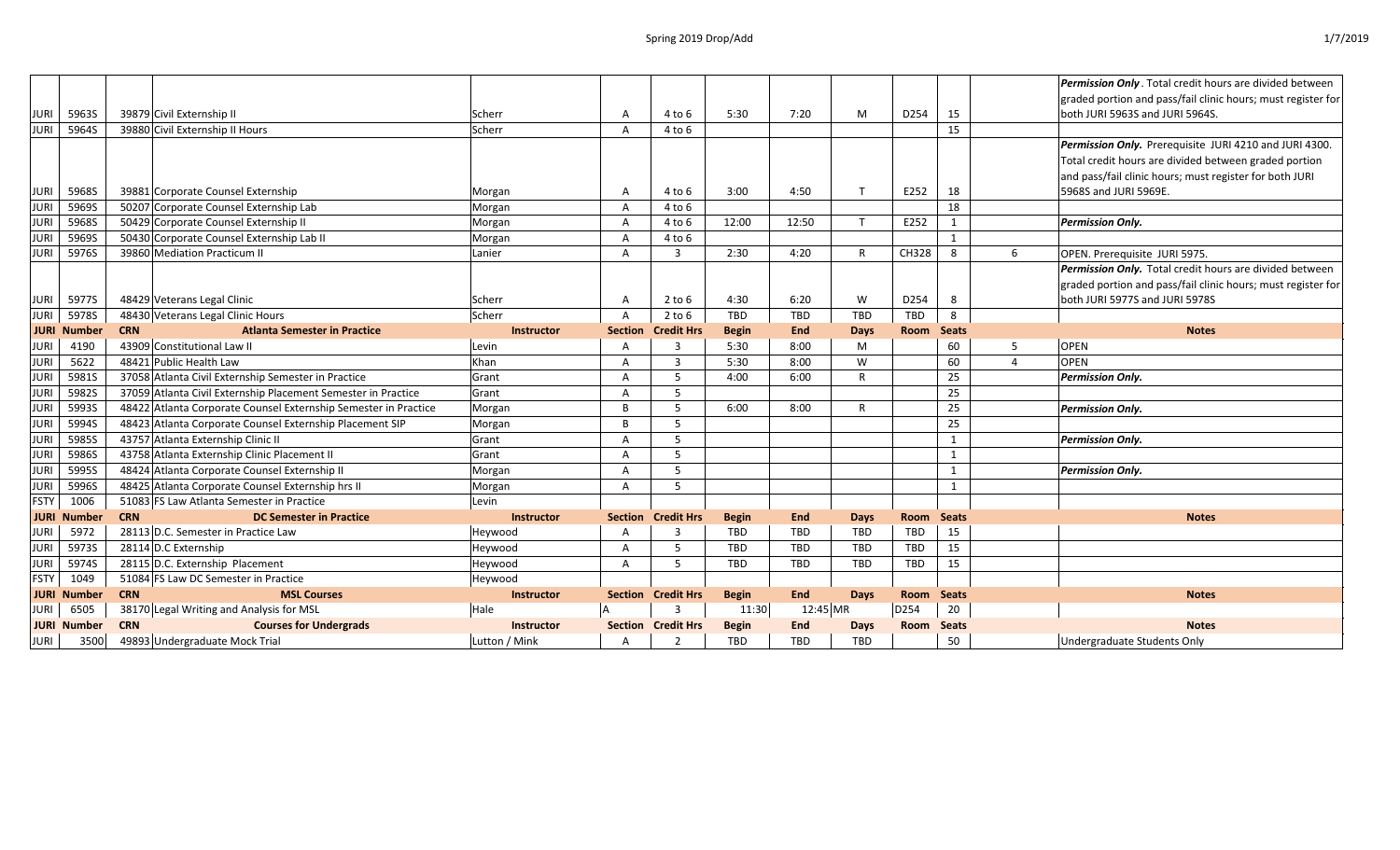| | | | | | | | | | | | | | |
|---|---|---|---|---|---|---|---|---|---|---|---|---|---|
| JURI | 5963S | 39879 | Civil Externship II | Scherr | A | 4 to 6 | 5:30 | 7:20 | M | D254 | 15 | | ***Permission Only*.** Total credit hours are divided between graded portion and pass/fail clinic hours; must register for both JURI 5963S and JURI 5964S. |
| JURI | 5964S | 39880 | Civil Externship II Hours | Scherr | A | 4 to 6 | | | | | 15 | | |
| JURI | 5968S | 39881 | Corporate Counsel Externship | Morgan | A | 4 to 6 | 3:00 | 4:50 | T | E252 | 18 | | ***Permission Only.*** Prerequisite JURI 4210 and JURI 4300. Total credit hours are divided between graded portion and pass/fail clinic hours; must register for both JURI 5968S and JURI 5969E. |
| JURI | 5969S | 50207 | Corporate Counsel Externship Lab | Morgan | A | 4 to 6 | | | | | 18 | | |
| JURI | 5968S | 50429 | Corporate Counsel Externship II | Morgan | A | 4 to 6 | 12:00 | 12:50 | T | E252 | 1 | | ***Permission Only.*** |
| JURI | 5969S | 50430 | Corporate Counsel Externship Lab II | Morgan | A | 4 to 6 | | | | | 1 | | |
| JURI | 5976S | 39860 | Mediation Practicum II | Lanier | A | 3 | 2:30 | 4:20 | R | CH328 | 8 | 6 | OPEN. Prerequisite JURI 5975. |
| JURI | 5977S | 48429 | Veterans Legal Clinic | Scherr | A | 2 to 6 | 4:30 | 6:20 | W | D254 | 8 | | ***Permission Only.*** Total credit hours are divided between graded portion and pass/fail clinic hours; must register for both JURI 5977S and JURI 5978S |
| JURI | 5978S | 48430 | Veterans Legal Clinic Hours | Scherr | A | 2 to 6 | TBD | TBD | TBD | TBD | 8 | | |
| **JURI** | **Number** | **CRN** | **Atlanta Semester in Practice** | **Instructor** | **Section** | **Credit Hrs** | **Begin** | **End** | **Days** | **Room** | **Seats** | | **Notes** |
| JURI | 4190 | 43909 | Constitutional Law II | Levin | A | 3 | 5:30 | 8:00 | M | | 60 | 5 | OPEN |
| JURI | 5622 | 48421 | Public Health Law | Khan | A | 3 | 5:30 | 8:00 | W | | 60 | 4 | OPEN |
| JURI | 5981S | 37058 | Atlanta Civil Externship Semester in Practice | Grant | A | 5 | 4:00 | 6:00 | R | | 25 | | ***Permission Only.*** |
| JURI | 5982S | 37059 | Atlanta Civil Externship Placement Semester in Practice | Grant | A | 5 | | | | | 25 | | |
| JURI | 5993S | 48422 | Atlanta Corporate Counsel Externship Semester in Practice | Morgan | B | 5 | 6:00 | 8:00 | R | | 25 | | ***Permission Only.*** |
| JURI | 5994S | 48423 | Atlanta Corporate Counsel Externship Placement SIP | Morgan | B | 5 | | | | | 25 | | |
| JURI | 5985S | 43757 | Atlanta Externship Clinic II | Grant | A | 5 | | | | | 1 | | ***Permission Only.*** |
| JURI | 5986S | 43758 | Atlanta Externship Clinic Placement II | Grant | A | 5 | | | | | 1 | | |
| JURI | 5995S | 48424 | Atlanta Corporate Counsel Externship II | Morgan | A | 5 | | | | | 1 | | ***Permission Only.*** |
| JURI | 5996S | 48425 | Atlanta Corporate Counsel Externship hrs II | Morgan | A | 5 | | | | | 1 | | |
| FSTY | 1006 | 51083 | FS Law Atlanta Semester in Practice | Levin | | | | | | | | | |
| **JURI** | **Number** | **CRN** | **DC Semester in Practice** | **Instructor** | **Section** | **Credit Hrs** | **Begin** | **End** | **Days** | **Room** | **Seats** | | **Notes** |
| JURI | 5972 | 28113 | D.C. Semester in Practice Law | Heywood | A | 3 | TBD | TBD | TBD | TBD | 15 | | |
| JURI | 5973S | 28114 | D.C Externship | Heywood | A | 5 | TBD | TBD | TBD | TBD | 15 | | |
| JURI | 5974S | 28115 | D.C. Externship Placement | Heywood | A | 5 | TBD | TBD | TBD | TBD | 15 | | |
| FSTY | 1049 | 51084 | FS Law DC Semester in Practice | Heywood | | | | | | | | | |
| **JURI** | **Number** | **CRN** | **MSL Courses** | **Instructor** | **Section** | **Credit Hrs** | **Begin** | **End** | **Days** | **Room** | **Seats** | | **Notes** |
| JURI | 6505 | 38170 | Legal Writing and Analysis for MSL | Hale | A | 3 | 11:30 | 12:45 | MR | D254 | 20 | | |
| **JURI** | **Number** | **CRN** | **Courses for Undergrads** | **Instructor** | **Section** | **Credit Hrs** | **Begin** | **End** | **Days** | **Room** | **Seats** | | **Notes** |
| JURI | 3500 | 49893 | Undergraduate Mock Trial | Lutton / Mink | A | 2 | TBD | TBD | TBD | | 50 | | Undergraduate Students Only |